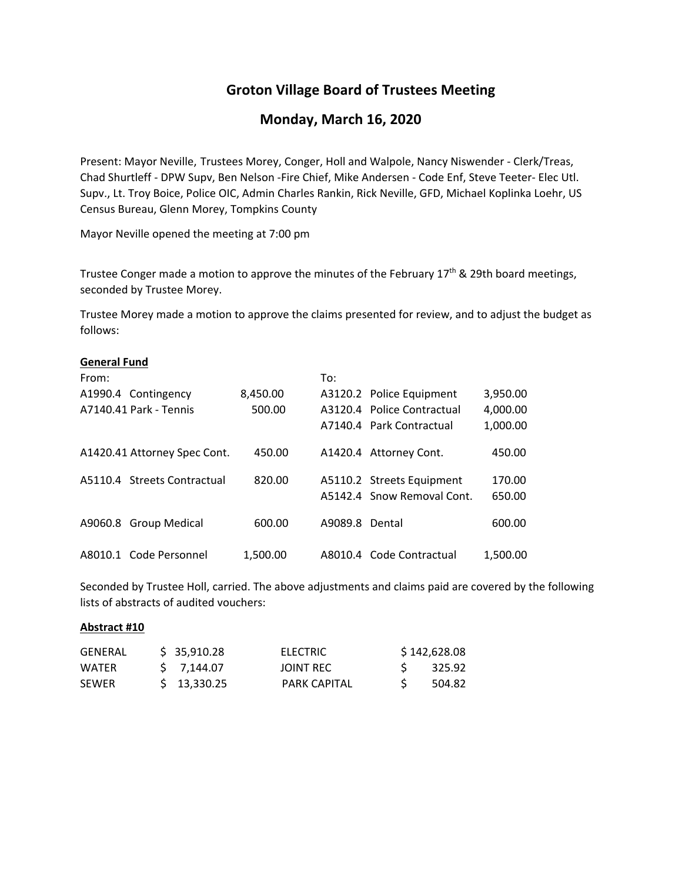# Groton Village Board of Trustees Meeting

## Monday, March 16, 2020

Present: Mayor Neville, Trustees Morey, Conger, Holl and Walpole, Nancy Niswender - Clerk/Treas, Chad Shurtleff - DPW Supv, Ben Nelson -Fire Chief, Mike Andersen - Code Enf, Steve Teeter- Elec Utl. Supv., Lt. Troy Boice, Police OIC, Admin Charles Rankin, Rick Neville, GFD, Michael Koplinka Loehr, US Census Bureau, Glenn Morey, Tompkins County

Mayor Neville opened the meeting at 7:00 pm

Trustee Conger made a motion to approve the minutes of the February 17th & 29th board meetings, seconded by Trustee Morey.

Trustee Morey made a motion to approve the claims presented for review, and to adjust the budget as follows:

**General Fund**

| From: | | | To: | | |
|---|---|---|---|---|---|
| A1990.4 | Contingency | 8,450.00 | A3120.2 | Police Equipment | 3,950.00 |
| A7140.41 | Park - Tennis | 500.00 | A3120.4 | Police Contractual | 4,000.00 |
| | | | A7140.4 | Park Contractual | 1,000.00 |
| A1420.41 | Attorney Spec Cont. | 450.00 | A1420.4 | Attorney Cont. | 450.00 |
| A5110.4 | Streets Contractual | 820.00 | A5110.2 | Streets Equipment | 170.00 |
| | | | A5142.4 | Snow Removal Cont. | 650.00 |
| A9060.8 | Group Medical | 600.00 | A9089.8 | Dental | 600.00 |
| A8010.1 | Code Personnel | 1,500.00 | A8010.4 | Code Contractual | 1,500.00 |

Seconded by Trustee Holl, carried. The above adjustments and claims paid are covered by the following lists of abstracts of audited vouchers:

**Abstract #10**

| | | | |
|---|---|---|---|
| GENERAL | $ 35,910.28 | ELECTRIC | $ 142,628.08 |
| WATER | $ 7,144.07 | JOINT REC | $ 325.92 |
| SEWER | $ 13,330.25 | PARK CAPITAL | $ 504.82 |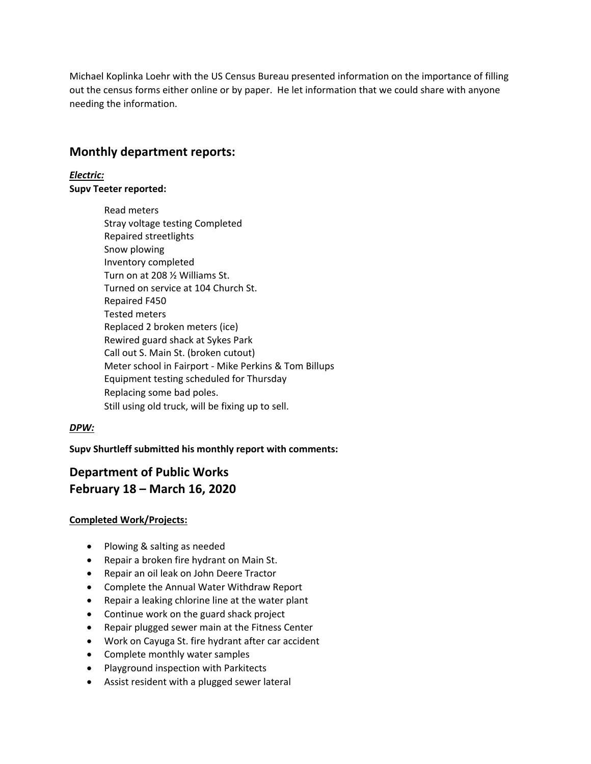Michael Koplinka Loehr with the US Census Bureau presented information on the importance of filling out the census forms either online or by paper. He let information that we could share with anyone needing the information.

## Monthly department reports:

***Electric:***

**Supv Teeter reported:**

Read meters
Stray voltage testing Completed
Repaired streetlights
Snow plowing
Inventory completed
Turn on at 208 ½ Williams St.
Turned on service at 104 Church St.
Repaired F450
Tested meters
Replaced 2 broken meters (ice)
Rewired guard shack at Sykes Park
Call out S. Main St. (broken cutout)
Meter school in Fairport - Mike Perkins & Tom Billups
Equipment testing scheduled for Thursday
Replacing some bad poles.
Still using old truck, will be fixing up to sell.

***DPW:***

**Supv Shurtleff submitted his monthly report with comments:**

## Department of Public Works
## February 18 – March 16, 2020

**Completed Work/Projects:**

- Plowing & salting as needed
- Repair a broken fire hydrant on Main St.
- Repair an oil leak on John Deere Tractor
- Complete the Annual Water Withdraw Report
- Repair a leaking chlorine line at the water plant
- Continue work on the guard shack project
- Repair plugged sewer main at the Fitness Center
- Work on Cayuga St. fire hydrant after car accident
- Complete monthly water samples
- Playground inspection with Parkitects
- Assist resident with a plugged sewer lateral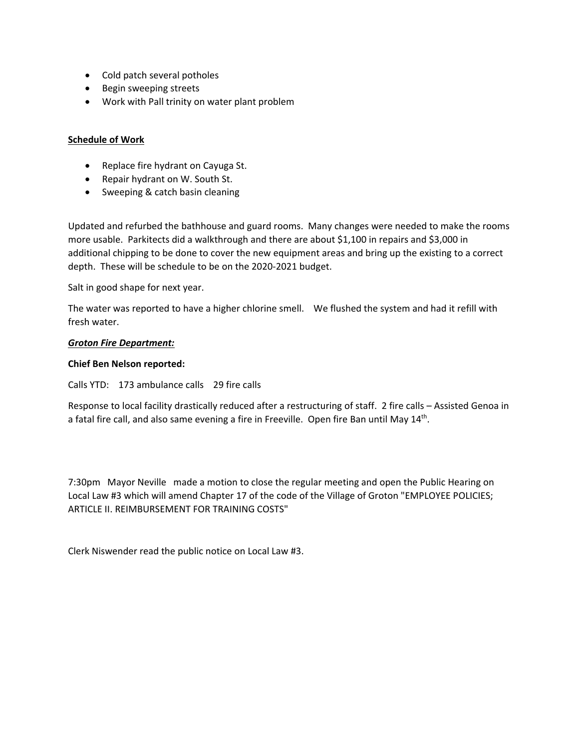- Cold patch several potholes
- Begin sweeping streets
- Work with Pall trinity on water plant problem

**Schedule of Work**

- Replace fire hydrant on Cayuga St.
- Repair hydrant on W. South St.
- Sweeping & catch basin cleaning

Updated and refurbed the bathhouse and guard rooms. Many changes were needed to make the rooms more usable. Parkitects did a walkthrough and there are about $1,100 in repairs and $3,000 in additional chipping to be done to cover the new equipment areas and bring up the existing to a correct depth. These will be schedule to be on the 2020-2021 budget.

Salt in good shape for next year.

The water was reported to have a higher chlorine smell. We flushed the system and had it refill with fresh water.

***Groton Fire Department:***

**Chief Ben Nelson reported:**

Calls YTD: 173 ambulance calls 29 fire calls

Response to local facility drastically reduced after a restructuring of staff. 2 fire calls – Assisted Genoa in a fatal fire call, and also same evening a fire in Freeville. Open fire Ban until May 14th.

7:30pm Mayor Neville made a motion to close the regular meeting and open the Public Hearing on Local Law #3 which will amend Chapter 17 of the code of the Village of Groton "EMPLOYEE POLICIES; ARTICLE II. REIMBURSEMENT FOR TRAINING COSTS"

Clerk Niswender read the public notice on Local Law #3.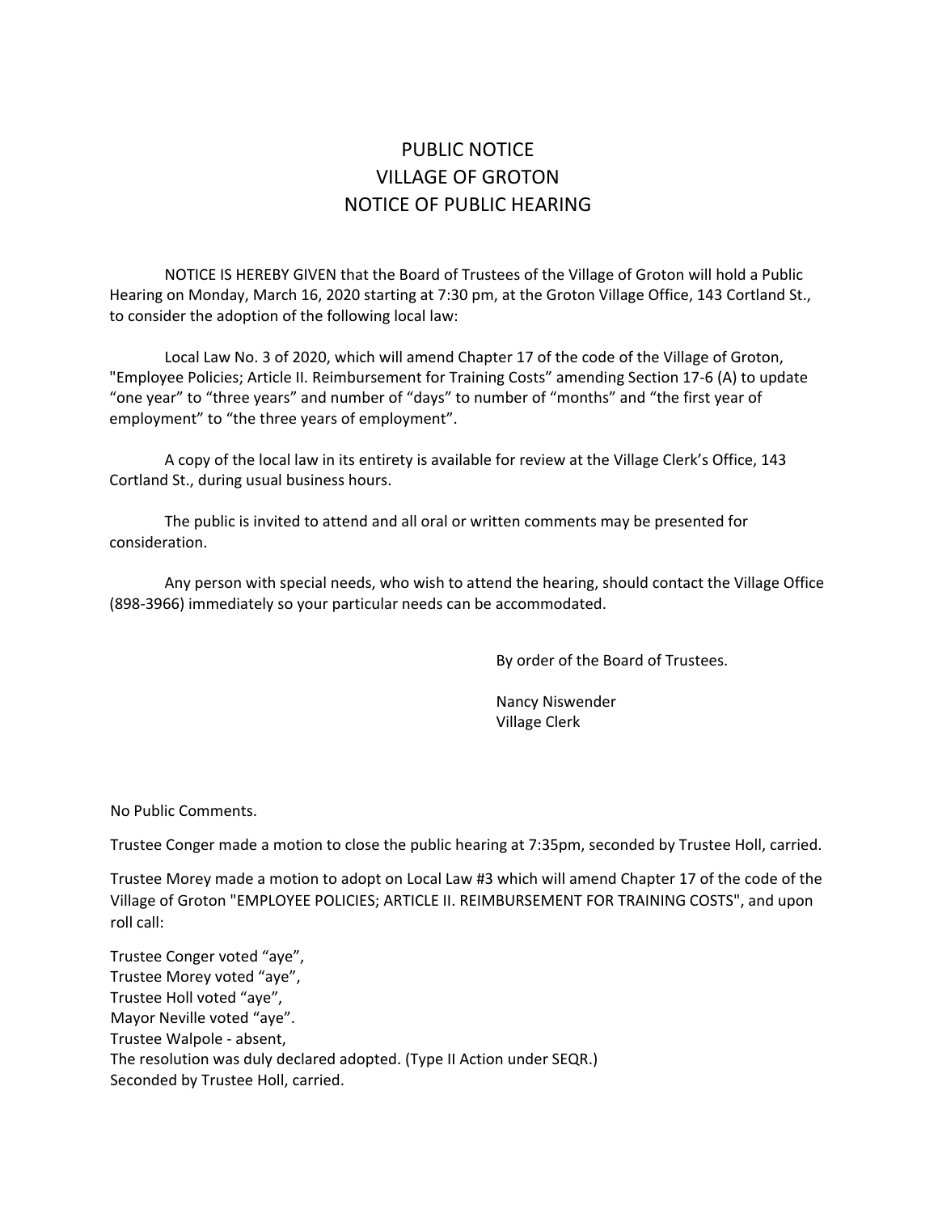# PUBLIC NOTICE
# VILLAGE OF GROTON
# NOTICE OF PUBLIC HEARING

NOTICE IS HEREBY GIVEN that the Board of Trustees of the Village of Groton will hold a Public Hearing on Monday, March 16, 2020 starting at 7:30 pm, at the Groton Village Office, 143 Cortland St., to consider the adoption of the following local law:

Local Law No. 3 of 2020, which will amend Chapter 17 of the code of the Village of Groton, "Employee Policies; Article II. Reimbursement for Training Costs" amending Section 17-6 (A) to update "one year" to "three years" and number of "days" to number of "months" and "the first year of employment" to "the three years of employment".

A copy of the local law in its entirety is available for review at the Village Clerk's Office, 143 Cortland St., during usual business hours.

The public is invited to attend and all oral or written comments may be presented for consideration.

Any person with special needs, who wish to attend the hearing, should contact the Village Office (898-3966) immediately so your particular needs can be accommodated.

By order of the Board of Trustees.

Nancy Niswender
Village Clerk

No Public Comments.

Trustee Conger made a motion to close the public hearing at 7:35pm, seconded by Trustee Holl, carried.

Trustee Morey made a motion to adopt on Local Law #3 which will amend Chapter 17 of the code of the Village of Groton "EMPLOYEE POLICIES; ARTICLE II. REIMBURSEMENT FOR TRAINING COSTS", and upon roll call:

Trustee Conger voted "aye",
Trustee Morey voted "aye",
Trustee Holl voted "aye",
Mayor Neville voted "aye".
Trustee Walpole - absent,
The resolution was duly declared adopted. (Type II Action under SEQR.)
Seconded by Trustee Holl, carried.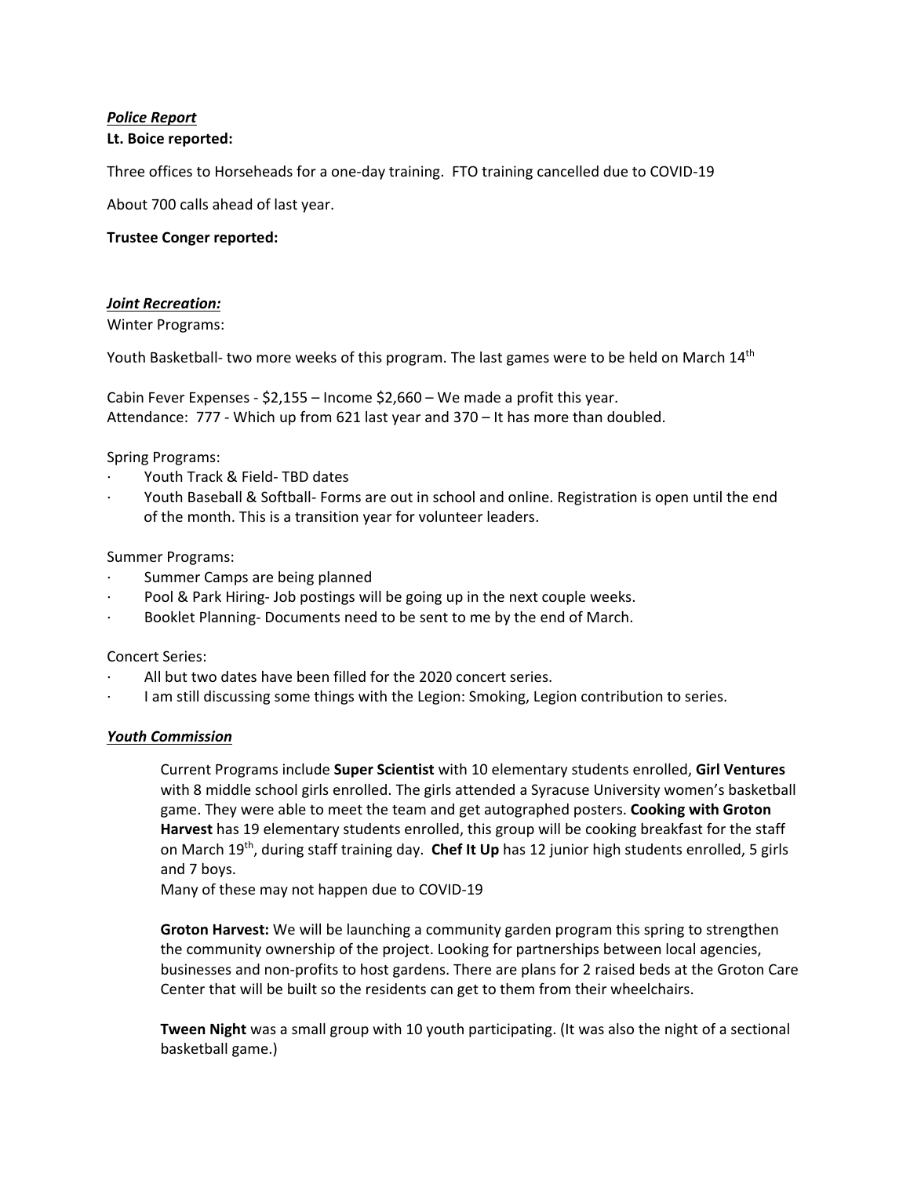***Police Report***

**Lt. Boice reported:**

Three offices to Horseheads for a one-day training. FTO training cancelled due to COVID-19

About 700 calls ahead of last year.

**Trustee Conger reported:**

***Joint Recreation:***

Winter Programs:

Youth Basketball- two more weeks of this program. The last games were to be held on March 14th

Cabin Fever Expenses - $2,155 – Income $2,660 – We made a profit this year.
Attendance: 777 - Which up from 621 last year and 370 – It has more than doubled.

Spring Programs:

- Youth Track & Field- TBD dates
- Youth Baseball & Softball- Forms are out in school and online. Registration is open until the end of the month. This is a transition year for volunteer leaders.

Summer Programs:

- Summer Camps are being planned
- Pool & Park Hiring- Job postings will be going up in the next couple weeks.
- Booklet Planning- Documents need to be sent to me by the end of March.

Concert Series:

- All but two dates have been filled for the 2020 concert series.
- I am still discussing some things with the Legion: Smoking, Legion contribution to series.

***Youth Commission***

Current Programs include **Super Scientist** with 10 elementary students enrolled, **Girl Ventures** with 8 middle school girls enrolled. The girls attended a Syracuse University women's basketball game. They were able to meet the team and get autographed posters. **Cooking with Groton Harvest** has 19 elementary students enrolled, this group will be cooking breakfast for the staff on March 19th, during staff training day. **Chef It Up** has 12 junior high students enrolled, 5 girls and 7 boys.
Many of these may not happen due to COVID-19

**Groton Harvest:** We will be launching a community garden program this spring to strengthen the community ownership of the project. Looking for partnerships between local agencies, businesses and non-profits to host gardens. There are plans for 2 raised beds at the Groton Care Center that will be built so the residents can get to them from their wheelchairs.

**Tween Night** was a small group with 10 youth participating. (It was also the night of a sectional basketball game.)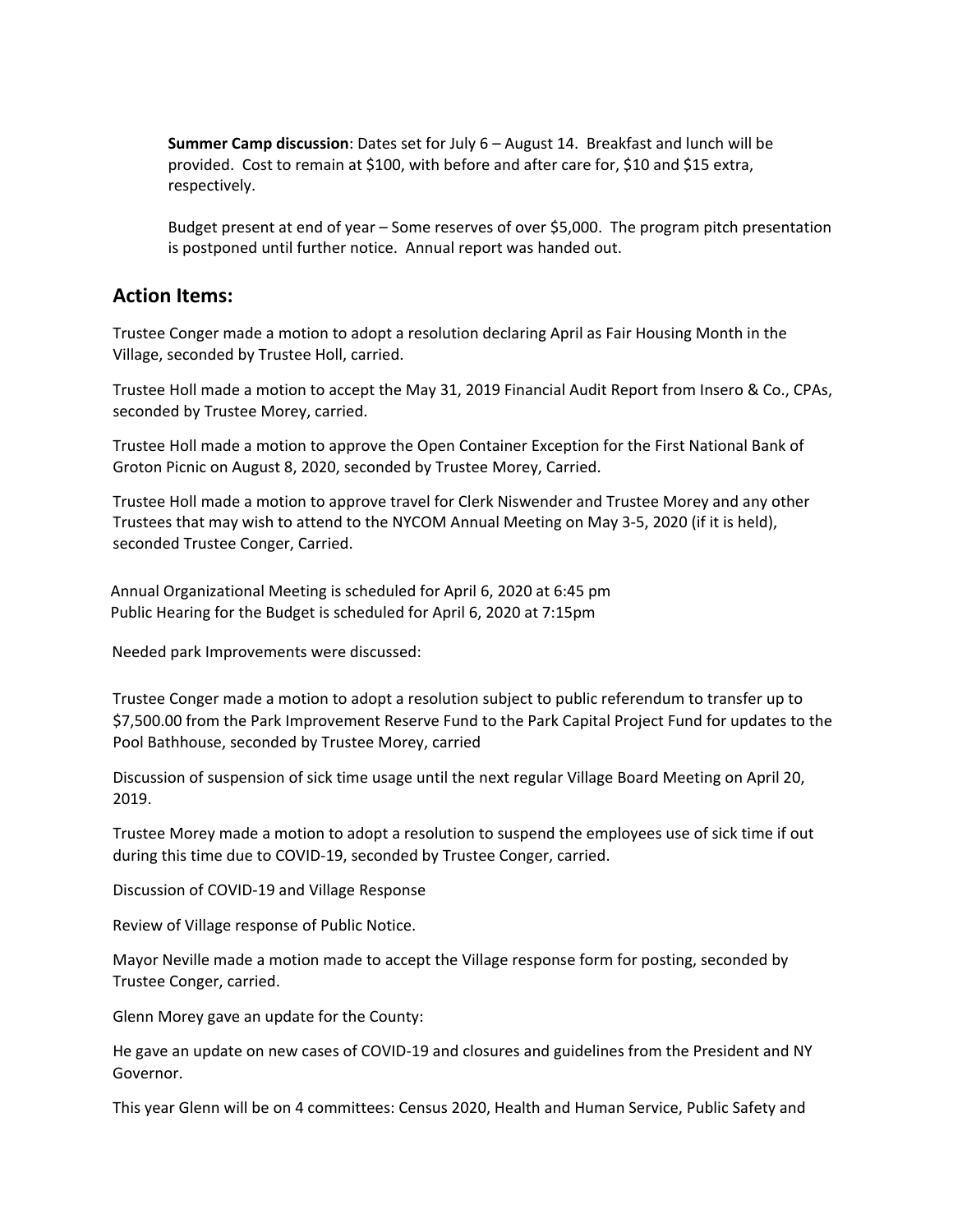**Summer Camp discussion**: Dates set for July 6 – August 14. Breakfast and lunch will be provided. Cost to remain at $100, with before and after care for, $10 and $15 extra, respectively.

Budget present at end of year – Some reserves of over $5,000. The program pitch presentation is postponed until further notice. Annual report was handed out.

## Action Items:

Trustee Conger made a motion to adopt a resolution declaring April as Fair Housing Month in the Village, seconded by Trustee Holl, carried.

Trustee Holl made a motion to accept the May 31, 2019 Financial Audit Report from Insero & Co., CPAs, seconded by Trustee Morey, carried.

Trustee Holl made a motion to approve the Open Container Exception for the First National Bank of Groton Picnic on August 8, 2020, seconded by Trustee Morey, Carried.

Trustee Holl made a motion to approve travel for Clerk Niswender and Trustee Morey and any other Trustees that may wish to attend to the NYCOM Annual Meeting on May 3-5, 2020 (if it is held), seconded Trustee Conger, Carried.

Annual Organizational Meeting is scheduled for April 6, 2020 at 6:45 pm
Public Hearing for the Budget is scheduled for April 6, 2020 at 7:15pm

Needed park Improvements were discussed:

Trustee Conger made a motion to adopt a resolution subject to public referendum to transfer up to $7,500.00 from the Park Improvement Reserve Fund to the Park Capital Project Fund for updates to the Pool Bathhouse, seconded by Trustee Morey, carried

Discussion of suspension of sick time usage until the next regular Village Board Meeting on April 20, 2019.

Trustee Morey made a motion to adopt a resolution to suspend the employees use of sick time if out during this time due to COVID-19, seconded by Trustee Conger, carried.

Discussion of COVID-19 and Village Response

Review of Village response of Public Notice.

Mayor Neville made a motion made to accept the Village response form for posting, seconded by Trustee Conger, carried.

Glenn Morey gave an update for the County:

He gave an update on new cases of COVID-19 and closures and guidelines from the President and NY Governor.

This year Glenn will be on 4 committees: Census 2020, Health and Human Service, Public Safety and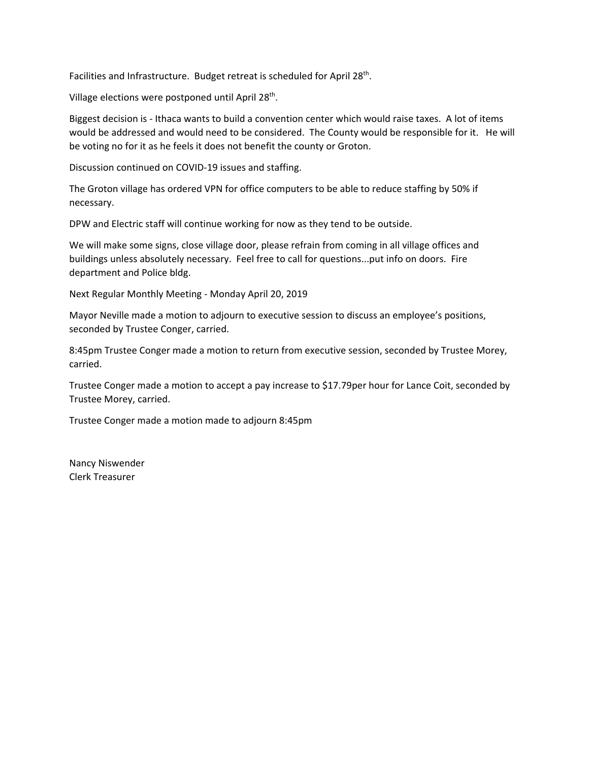Facilities and Infrastructure. Budget retreat is scheduled for April 28th.

Village elections were postponed until April 28th.

Biggest decision is - Ithaca wants to build a convention center which would raise taxes. A lot of items would be addressed and would need to be considered. The County would be responsible for it. He will be voting no for it as he feels it does not benefit the county or Groton.

Discussion continued on COVID-19 issues and staffing.

The Groton village has ordered VPN for office computers to be able to reduce staffing by 50% if necessary.

DPW and Electric staff will continue working for now as they tend to be outside.

We will make some signs, close village door, please refrain from coming in all village offices and buildings unless absolutely necessary. Feel free to call for questions...put info on doors. Fire department and Police bldg.

Next Regular Monthly Meeting - Monday April 20, 2019

Mayor Neville made a motion to adjourn to executive session to discuss an employee's positions, seconded by Trustee Conger, carried.

8:45pm Trustee Conger made a motion to return from executive session, seconded by Trustee Morey, carried.

Trustee Conger made a motion to accept a pay increase to $17.79per hour for Lance Coit, seconded by Trustee Morey, carried.

Trustee Conger made a motion made to adjourn 8:45pm

Nancy Niswender
Clerk Treasurer